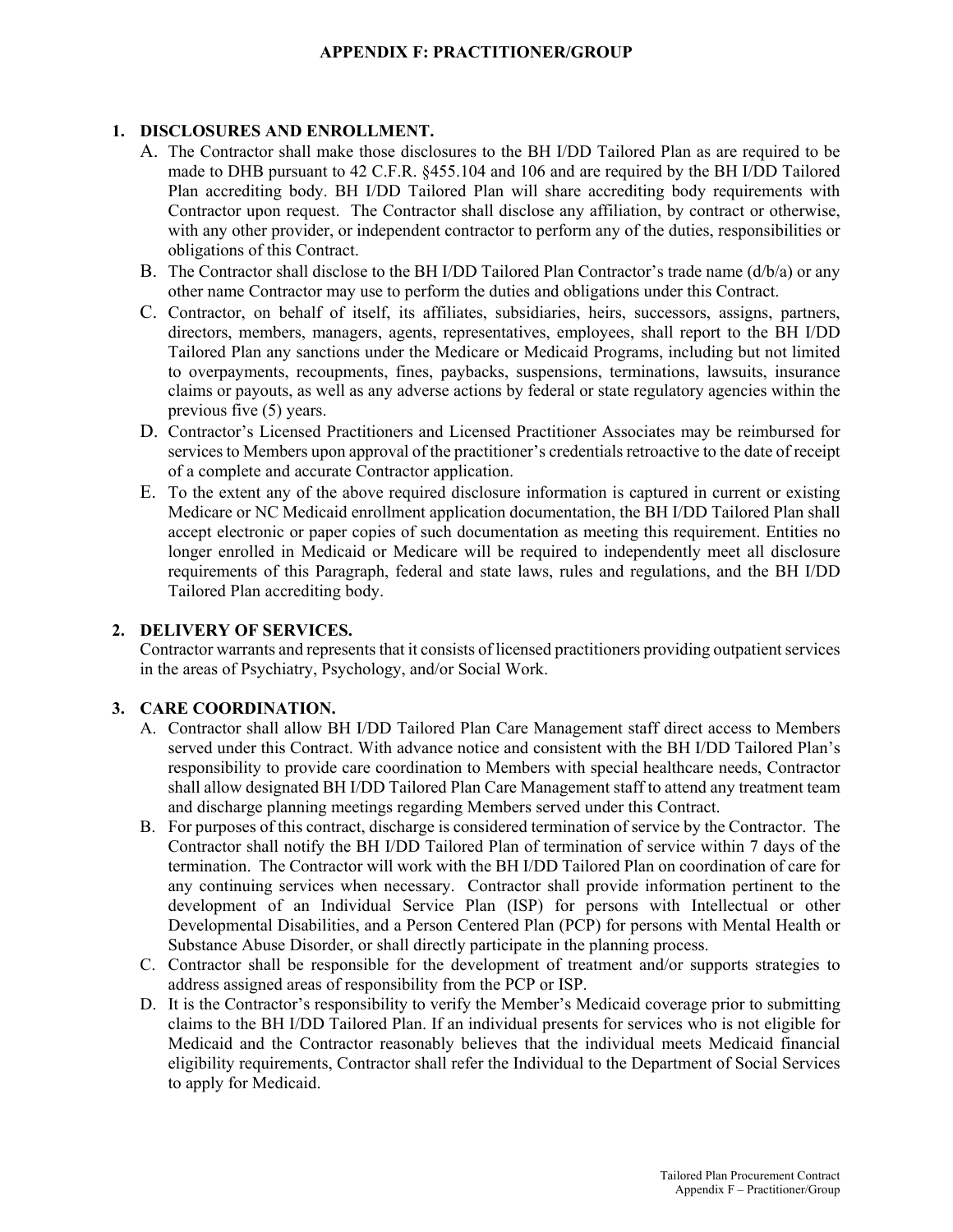## APPENDIX F: PRACTITIONER/GROUP

### 1. DISCLOSURES AND ENROLLMENT.

A. The Contractor shall make those disclosures to the BH I/DD Tailored Plan as are required to be made to DHB pursuant to 42 C.F.R. §455.104 and 106 and are required by the BH I/DD Tailored Plan accrediting body. BH I/DD Tailored Plan will share accrediting body requirements with Contractor upon request. The Contractor shall disclose any affiliation, by contract or otherwise, with any other provider, or independent contractor to perform any of the duties, responsibilities or obligations of this Contract.

B. The Contractor shall disclose to the BH I/DD Tailored Plan Contractor's trade name (d/b/a) or any other name Contractor may use to perform the duties and obligations under this Contract.

C. Contractor, on behalf of itself, its affiliates, subsidiaries, heirs, successors, assigns, partners, directors, members, managers, agents, representatives, employees, shall report to the BH I/DD Tailored Plan any sanctions under the Medicare or Medicaid Programs, including but not limited to overpayments, recoupments, fines, paybacks, suspensions, terminations, lawsuits, insurance claims or payouts, as well as any adverse actions by federal or state regulatory agencies within the previous five (5) years.

D. Contractor's Licensed Practitioners and Licensed Practitioner Associates may be reimbursed for services to Members upon approval of the practitioner's credentials retroactive to the date of receipt of a complete and accurate Contractor application.

E. To the extent any of the above required disclosure information is captured in current or existing Medicare or NC Medicaid enrollment application documentation, the BH I/DD Tailored Plan shall accept electronic or paper copies of such documentation as meeting this requirement. Entities no longer enrolled in Medicaid or Medicare will be required to independently meet all disclosure requirements of this Paragraph, federal and state laws, rules and regulations, and the BH I/DD Tailored Plan accrediting body.

### 2. DELIVERY OF SERVICES.

Contractor warrants and represents that it consists of licensed practitioners providing outpatient services in the areas of Psychiatry, Psychology, and/or Social Work.

### 3. CARE COORDINATION.

A. Contractor shall allow BH I/DD Tailored Plan Care Management staff direct access to Members served under this Contract. With advance notice and consistent with the BH I/DD Tailored Plan's responsibility to provide care coordination to Members with special healthcare needs, Contractor shall allow designated BH I/DD Tailored Plan Care Management staff to attend any treatment team and discharge planning meetings regarding Members served under this Contract.

B. For purposes of this contract, discharge is considered termination of service by the Contractor. The Contractor shall notify the BH I/DD Tailored Plan of termination of service within 7 days of the termination. The Contractor will work with the BH I/DD Tailored Plan on coordination of care for any continuing services when necessary. Contractor shall provide information pertinent to the development of an Individual Service Plan (ISP) for persons with Intellectual or other Developmental Disabilities, and a Person Centered Plan (PCP) for persons with Mental Health or Substance Abuse Disorder, or shall directly participate in the planning process.

C. Contractor shall be responsible for the development of treatment and/or supports strategies to address assigned areas of responsibility from the PCP or ISP.

D. It is the Contractor's responsibility to verify the Member's Medicaid coverage prior to submitting claims to the BH I/DD Tailored Plan. If an individual presents for services who is not eligible for Medicaid and the Contractor reasonably believes that the individual meets Medicaid financial eligibility requirements, Contractor shall refer the Individual to the Department of Social Services to apply for Medicaid.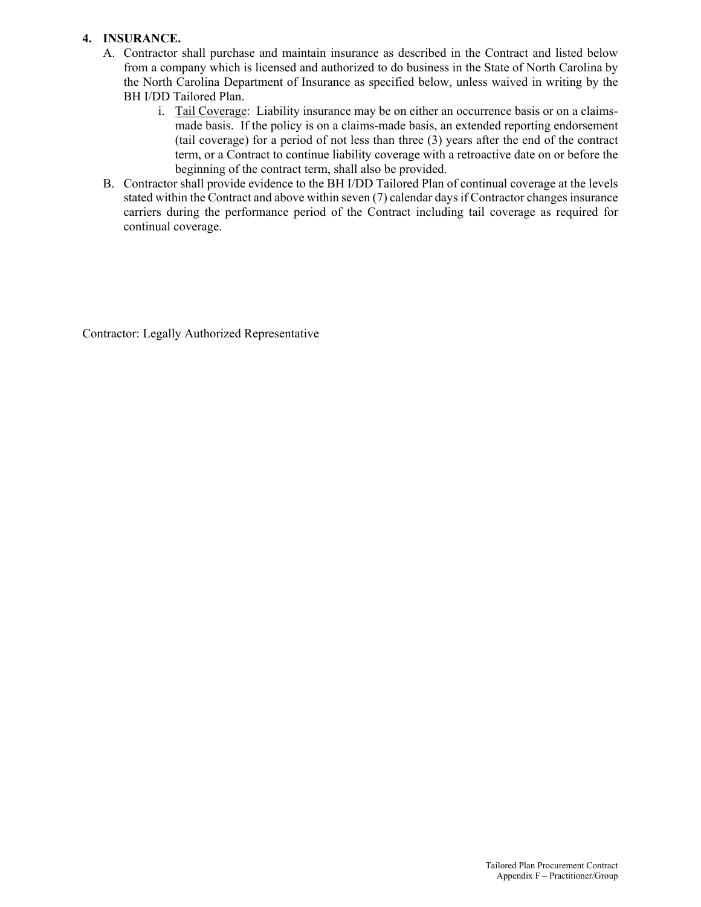**4. INSURANCE.**

A. Contractor shall purchase and maintain insurance as described in the Contract and listed below from a company which is licensed and authorized to do business in the State of North Carolina by the North Carolina Department of Insurance as specified below, unless waived in writing by the BH I/DD Tailored Plan.

   i. Tail Coverage: Liability insurance may be on either an occurrence basis or on a claims-made basis. If the policy is on a claims-made basis, an extended reporting endorsement (tail coverage) for a period of not less than three (3) years after the end of the contract term, or a Contract to continue liability coverage with a retroactive date on or before the beginning of the contract term, shall also be provided.

B. Contractor shall provide evidence to the BH I/DD Tailored Plan of continual coverage at the levels stated within the Contract and above within seven (7) calendar days if Contractor changes insurance carriers during the performance period of the Contract including tail coverage as required for continual coverage.

Contractor: Legally Authorized Representative

Tailored Plan Procurement Contract
Appendix F – Practitioner/Group